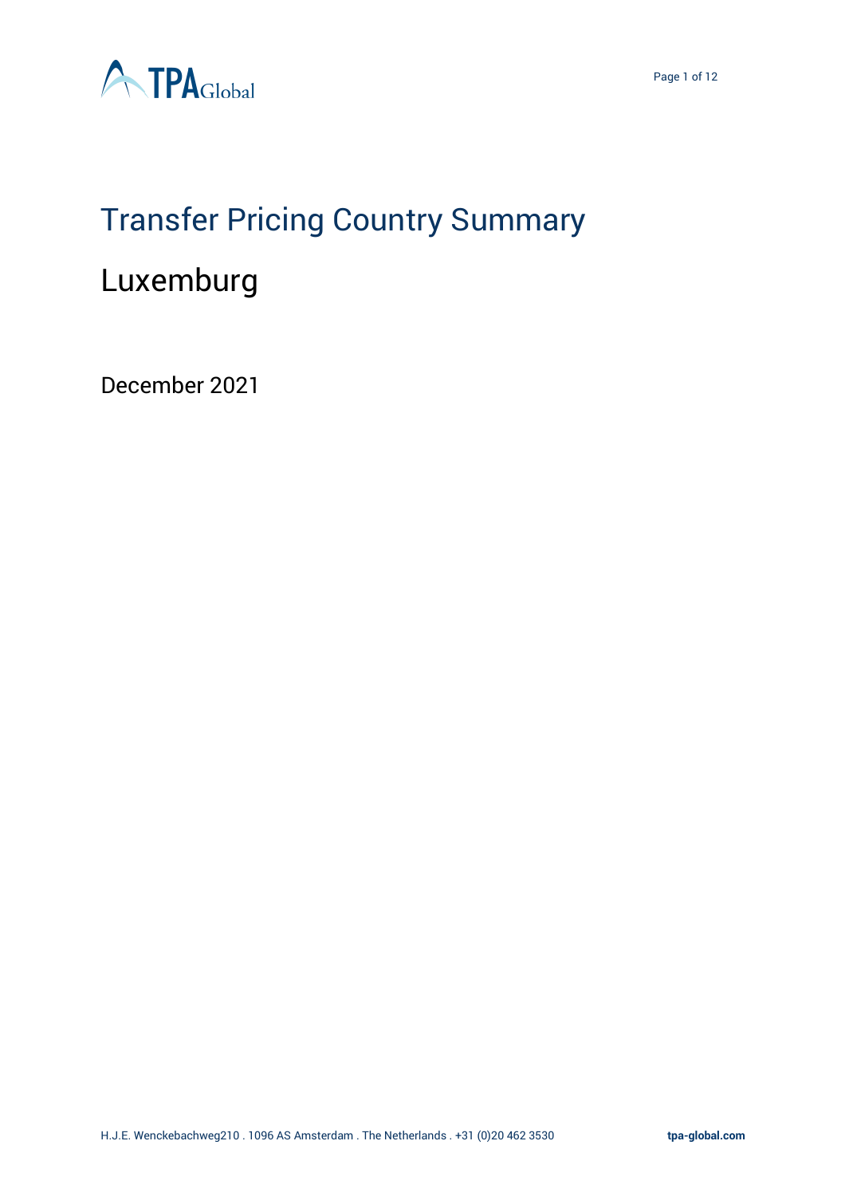# Transfer Pricing Country Summary

## Luxemburg

December 2021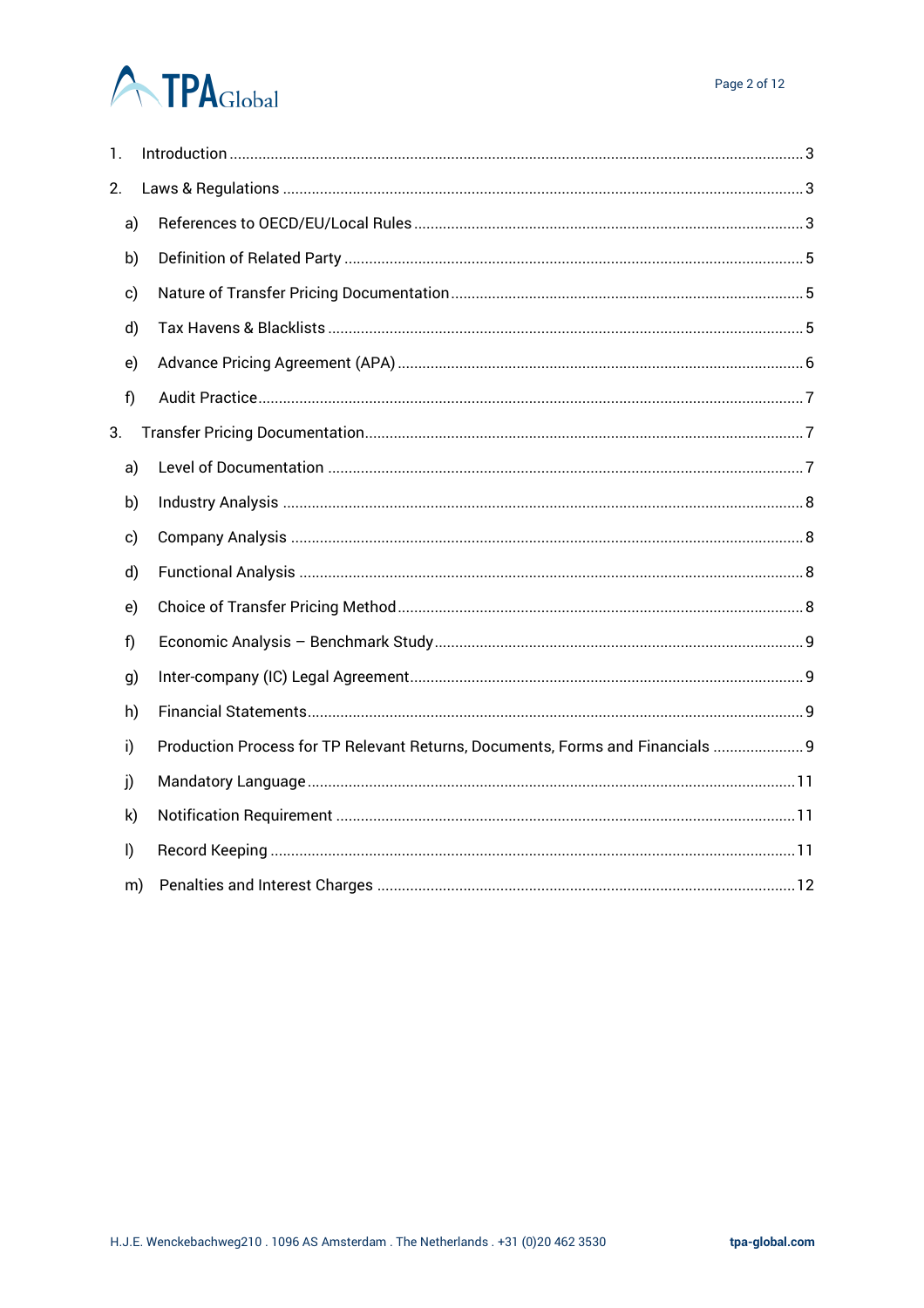1. Introduction ..... 3
2. Laws & Regulations ..... 3
   a) References to OECD/EU/Local Rules ..... 3
   b) Definition of Related Party ..... 5
   c) Nature of Transfer Pricing Documentation ..... 5
   d) Tax Havens & Blacklists ..... 5
   e) Advance Pricing Agreement (APA) ..... 6
   f) Audit Practice ..... 7
3. Transfer Pricing Documentation ..... 7
   a) Level of Documentation ..... 7
   b) Industry Analysis ..... 8
   c) Company Analysis ..... 8
   d) Functional Analysis ..... 8
   e) Choice of Transfer Pricing Method ..... 8
   f) Economic Analysis – Benchmark Study ..... 9
   g) Inter-company (IC) Legal Agreement ..... 9
   h) Financial Statements ..... 9
   i) Production Process for TP Relevant Returns, Documents, Forms and Financials ..... 9
   j) Mandatory Language ..... 11
   k) Notification Requirement ..... 11
   l) Record Keeping ..... 11
   m) Penalties and Interest Charges ..... 12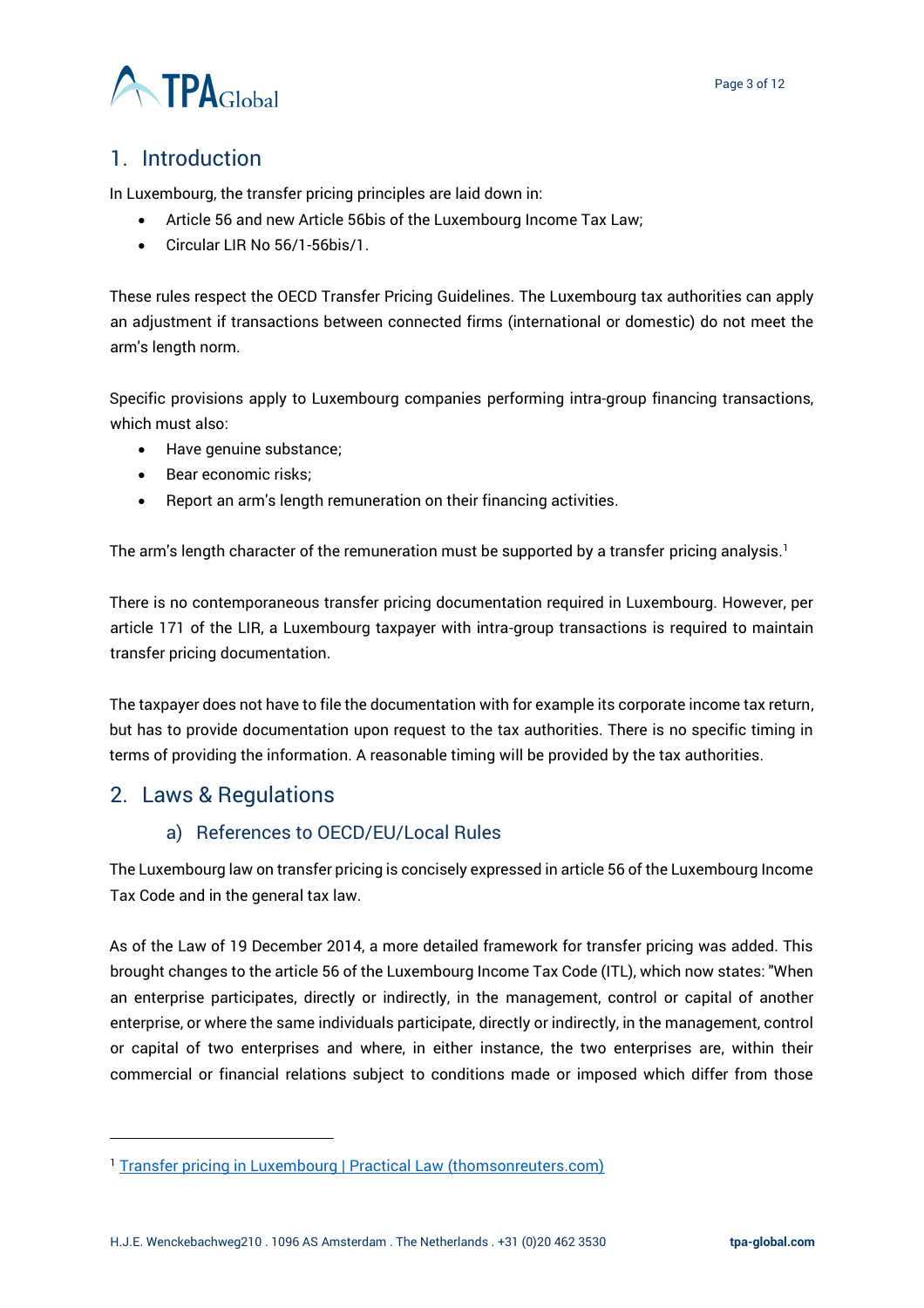## 1. Introduction

In Luxembourg, the transfer pricing principles are laid down in:

- Article 56 and new Article 56bis of the Luxembourg Income Tax Law;
- Circular LIR No 56/1-56bis/1.

These rules respect the OECD Transfer Pricing Guidelines. The Luxembourg tax authorities can apply an adjustment if transactions between connected firms (international or domestic) do not meet the arm's length norm.

Specific provisions apply to Luxembourg companies performing intra-group financing transactions, which must also:

- Have genuine substance;
- Bear economic risks;
- Report an arm's length remuneration on their financing activities.

The arm's length character of the remuneration must be supported by a transfer pricing analysis.[1]

There is no contemporaneous transfer pricing documentation required in Luxembourg. However, per article 171 of the LIR, a Luxembourg taxpayer with intra-group transactions is required to maintain transfer pricing documentation.

The taxpayer does not have to file the documentation with for example its corporate income tax return, but has to provide documentation upon request to the tax authorities. There is no specific timing in terms of providing the information. A reasonable timing will be provided by the tax authorities.

## 2. Laws & Regulations

### a) References to OECD/EU/Local Rules

The Luxembourg law on transfer pricing is concisely expressed in article 56 of the Luxembourg Income Tax Code and in the general tax law.

As of the Law of 19 December 2014, a more detailed framework for transfer pricing was added. This brought changes to the article 56 of the Luxembourg Income Tax Code (ITL), which now states: "When an enterprise participates, directly or indirectly, in the management, control or capital of another enterprise, or where the same individuals participate, directly or indirectly, in the management, control or capital of two enterprises and where, in either instance, the two enterprises are, within their commercial or financial relations subject to conditions made or imposed which differ from those

---

[1] Transfer pricing in Luxembourg | Practical Law (thomsonreuters.com)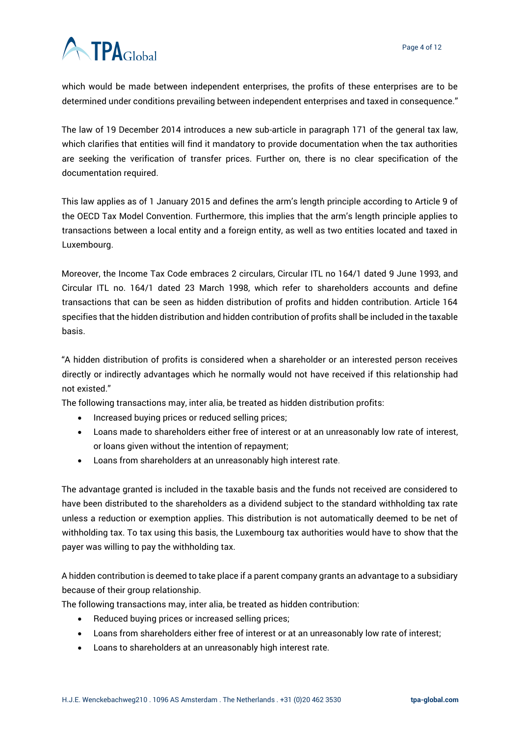which would be made between independent enterprises, the profits of these enterprises are to be determined under conditions prevailing between independent enterprises and taxed in consequence."

The law of 19 December 2014 introduces a new sub-article in paragraph 171 of the general tax law, which clarifies that entities will find it mandatory to provide documentation when the tax authorities are seeking the verification of transfer prices. Further on, there is no clear specification of the documentation required.

This law applies as of 1 January 2015 and defines the arm's length principle according to Article 9 of the OECD Tax Model Convention. Furthermore, this implies that the arm's length principle applies to transactions between a local entity and a foreign entity, as well as two entities located and taxed in Luxembourg.

Moreover, the Income Tax Code embraces 2 circulars, Circular ITL no 164/1 dated 9 June 1993, and Circular ITL no. 164/1 dated 23 March 1998, which refer to shareholders accounts and define transactions that can be seen as hidden distribution of profits and hidden contribution. Article 164 specifies that the hidden distribution and hidden contribution of profits shall be included in the taxable basis.

"A hidden distribution of profits is considered when a shareholder or an interested person receives directly or indirectly advantages which he normally would not have received if this relationship had not existed."

The following transactions may, inter alia, be treated as hidden distribution profits:

- Increased buying prices or reduced selling prices;
- Loans made to shareholders either free of interest or at an unreasonably low rate of interest, or loans given without the intention of repayment;
- Loans from shareholders at an unreasonably high interest rate.

The advantage granted is included in the taxable basis and the funds not received are considered to have been distributed to the shareholders as a dividend subject to the standard withholding tax rate unless a reduction or exemption applies. This distribution is not automatically deemed to be net of withholding tax. To tax using this basis, the Luxembourg tax authorities would have to show that the payer was willing to pay the withholding tax.

A hidden contribution is deemed to take place if a parent company grants an advantage to a subsidiary because of their group relationship.

The following transactions may, inter alia, be treated as hidden contribution:

- Reduced buying prices or increased selling prices;
- Loans from shareholders either free of interest or at an unreasonably low rate of interest;
- Loans to shareholders at an unreasonably high interest rate.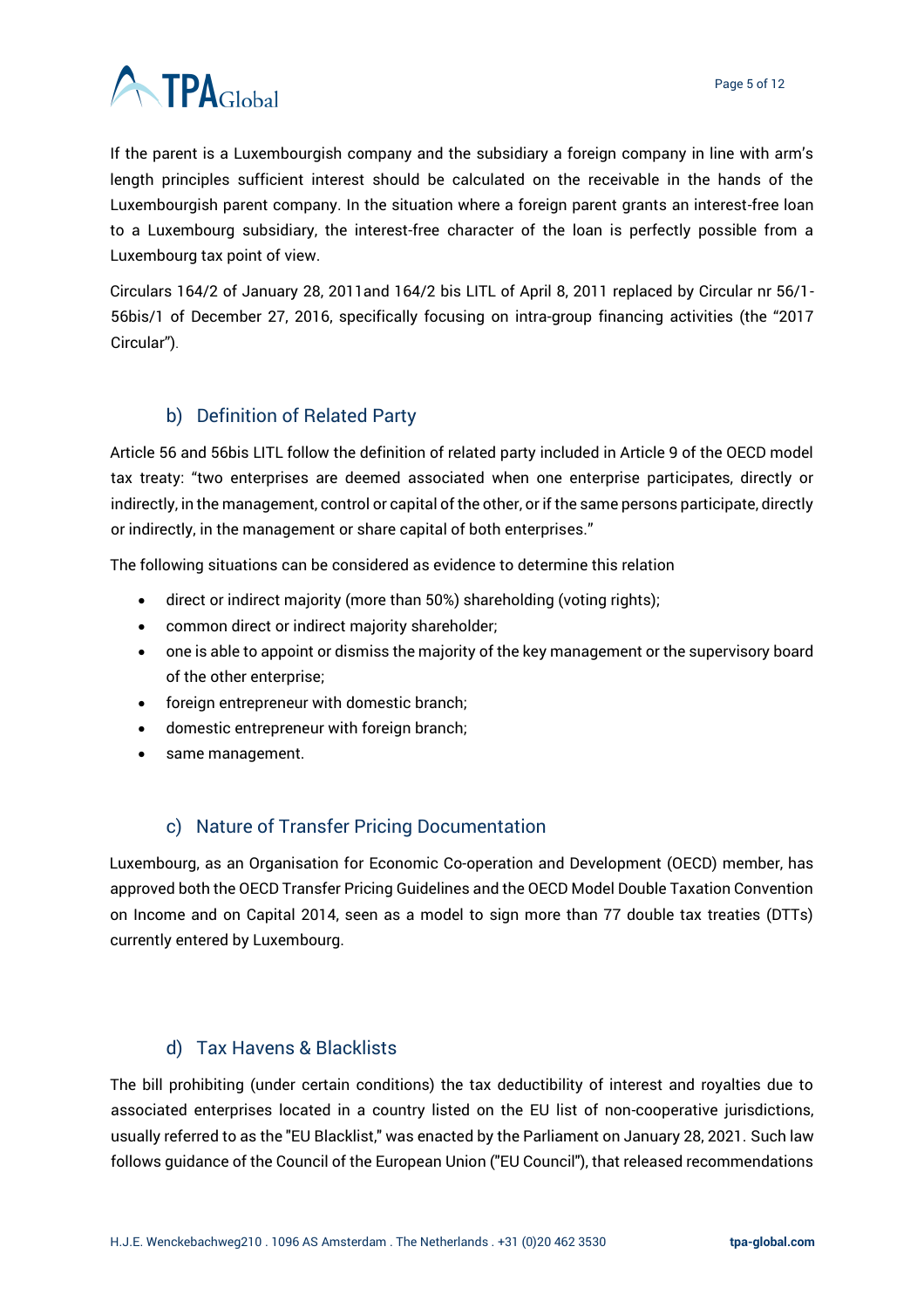If the parent is a Luxembourgish company and the subsidiary a foreign company in line with arm's length principles sufficient interest should be calculated on the receivable in the hands of the Luxembourgish parent company. In the situation where a foreign parent grants an interest-free loan to a Luxembourg subsidiary, the interest-free character of the loan is perfectly possible from a Luxembourg tax point of view.

Circulars 164/2 of January 28, 2011and 164/2 bis LITL of April 8, 2011 replaced by Circular nr 56/1-56bis/1 of December 27, 2016, specifically focusing on intra-group financing activities (the "2017 Circular").

### b) Definition of Related Party

Article 56 and 56bis LITL follow the definition of related party included in Article 9 of the OECD model tax treaty: "two enterprises are deemed associated when one enterprise participates, directly or indirectly, in the management, control or capital of the other, or if the same persons participate, directly or indirectly, in the management or share capital of both enterprises."

The following situations can be considered as evidence to determine this relation

- direct or indirect majority (more than 50%) shareholding (voting rights);
- common direct or indirect majority shareholder;
- one is able to appoint or dismiss the majority of the key management or the supervisory board of the other enterprise;
- foreign entrepreneur with domestic branch;
- domestic entrepreneur with foreign branch;
- same management.

### c) Nature of Transfer Pricing Documentation

Luxembourg, as an Organisation for Economic Co-operation and Development (OECD) member, has approved both the OECD Transfer Pricing Guidelines and the OECD Model Double Taxation Convention on Income and on Capital 2014, seen as a model to sign more than 77 double tax treaties (DTTs) currently entered by Luxembourg.

### d) Tax Havens & Blacklists

The bill prohibiting (under certain conditions) the tax deductibility of interest and royalties due to associated enterprises located in a country listed on the EU list of non-cooperative jurisdictions, usually referred to as the "EU Blacklist," was enacted by the Parliament on January 28, 2021. Such law follows guidance of the Council of the European Union ("EU Council"), that released recommendations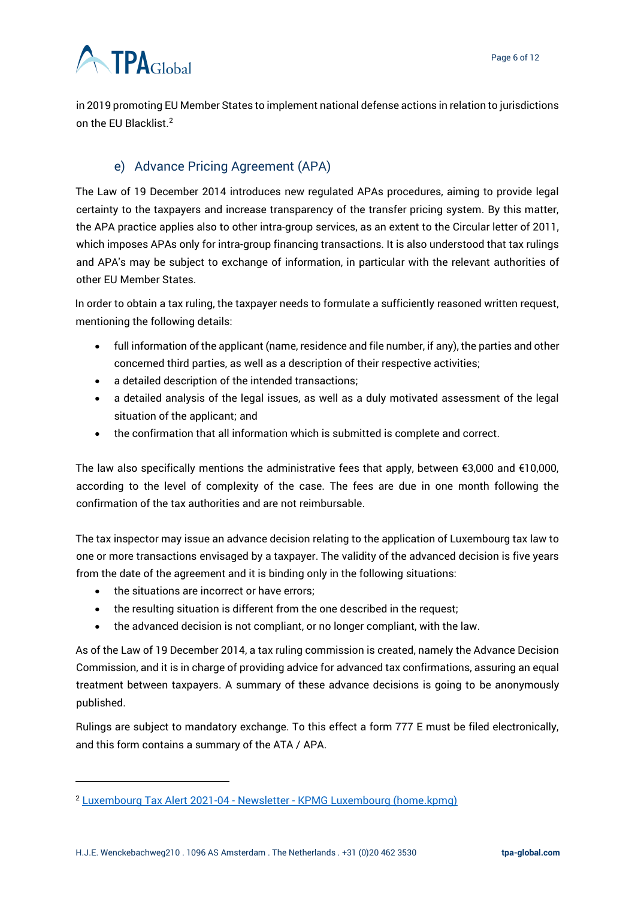in 2019 promoting EU Member States to implement national defense actions in relation to jurisdictions on the EU Blacklist.[2]

### e) Advance Pricing Agreement (APA)

The Law of 19 December 2014 introduces new regulated APAs procedures, aiming to provide legal certainty to the taxpayers and increase transparency of the transfer pricing system. By this matter, the APA practice applies also to other intra-group services, as an extent to the Circular letter of 2011, which imposes APAs only for intra-group financing transactions. It is also understood that tax rulings and APA's may be subject to exchange of information, in particular with the relevant authorities of other EU Member States.

In order to obtain a tax ruling, the taxpayer needs to formulate a sufficiently reasoned written request, mentioning the following details:

- full information of the applicant (name, residence and file number, if any), the parties and other concerned third parties, as well as a description of their respective activities;
- a detailed description of the intended transactions;
- a detailed analysis of the legal issues, as well as a duly motivated assessment of the legal situation of the applicant; and
- the confirmation that all information which is submitted is complete and correct.

The law also specifically mentions the administrative fees that apply, between €3,000 and €10,000, according to the level of complexity of the case. The fees are due in one month following the confirmation of the tax authorities and are not reimbursable.

The tax inspector may issue an advance decision relating to the application of Luxembourg tax law to one or more transactions envisaged by a taxpayer. The validity of the advanced decision is five years from the date of the agreement and it is binding only in the following situations:

- the situations are incorrect or have errors;
- the resulting situation is different from the one described in the request;
- the advanced decision is not compliant, or no longer compliant, with the law.

As of the Law of 19 December 2014, a tax ruling commission is created, namely the Advance Decision Commission, and it is in charge of providing advice for advanced tax confirmations, assuring an equal treatment between taxpayers. A summary of these advance decisions is going to be anonymously published.

Rulings are subject to mandatory exchange. To this effect a form 777 E must be filed electronically, and this form contains a summary of the ATA / APA.

---

[2] Luxembourg Tax Alert 2021-04 - Newsletter - KPMG Luxembourg (home.kpmg)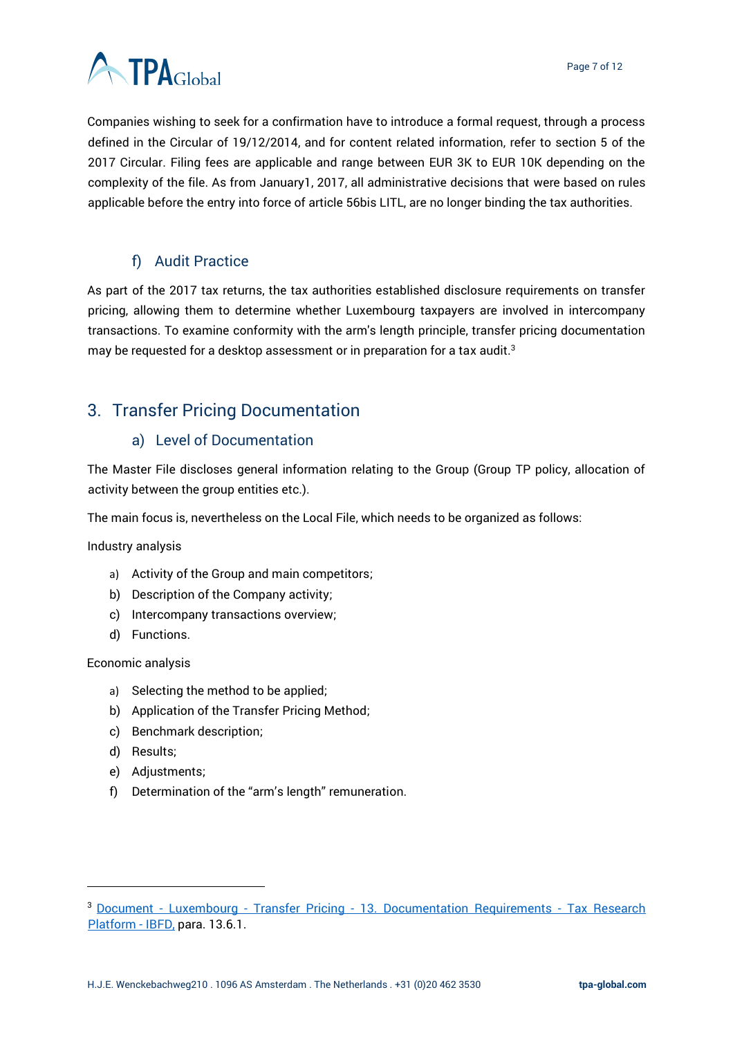Companies wishing to seek for a confirmation have to introduce a formal request, through a process defined in the Circular of 19/12/2014, and for content related information, refer to section 5 of the 2017 Circular. Filing fees are applicable and range between EUR 3K to EUR 10K depending on the complexity of the file. As from January1, 2017, all administrative decisions that were based on rules applicable before the entry into force of article 56bis LITL, are no longer binding the tax authorities.

### f) Audit Practice

As part of the 2017 tax returns, the tax authorities established disclosure requirements on transfer pricing, allowing them to determine whether Luxembourg taxpayers are involved in intercompany transactions. To examine conformity with the arm's length principle, transfer pricing documentation may be requested for a desktop assessment or in preparation for a tax audit.[3]

## 3. Transfer Pricing Documentation

### a) Level of Documentation

The Master File discloses general information relating to the Group (Group TP policy, allocation of activity between the group entities etc.).

The main focus is, nevertheless on the Local File, which needs to be organized as follows:

Industry analysis

a) Activity of the Group and main competitors;
b) Description of the Company activity;
c) Intercompany transactions overview;
d) Functions.

Economic analysis

a) Selecting the method to be applied;
b) Application of the Transfer Pricing Method;
c) Benchmark description;
d) Results;
e) Adjustments;
f) Determination of the "arm's length" remuneration.

---

[3] Document - Luxembourg - Transfer Pricing - 13. Documentation Requirements - Tax Research Platform - IBFD, para. 13.6.1.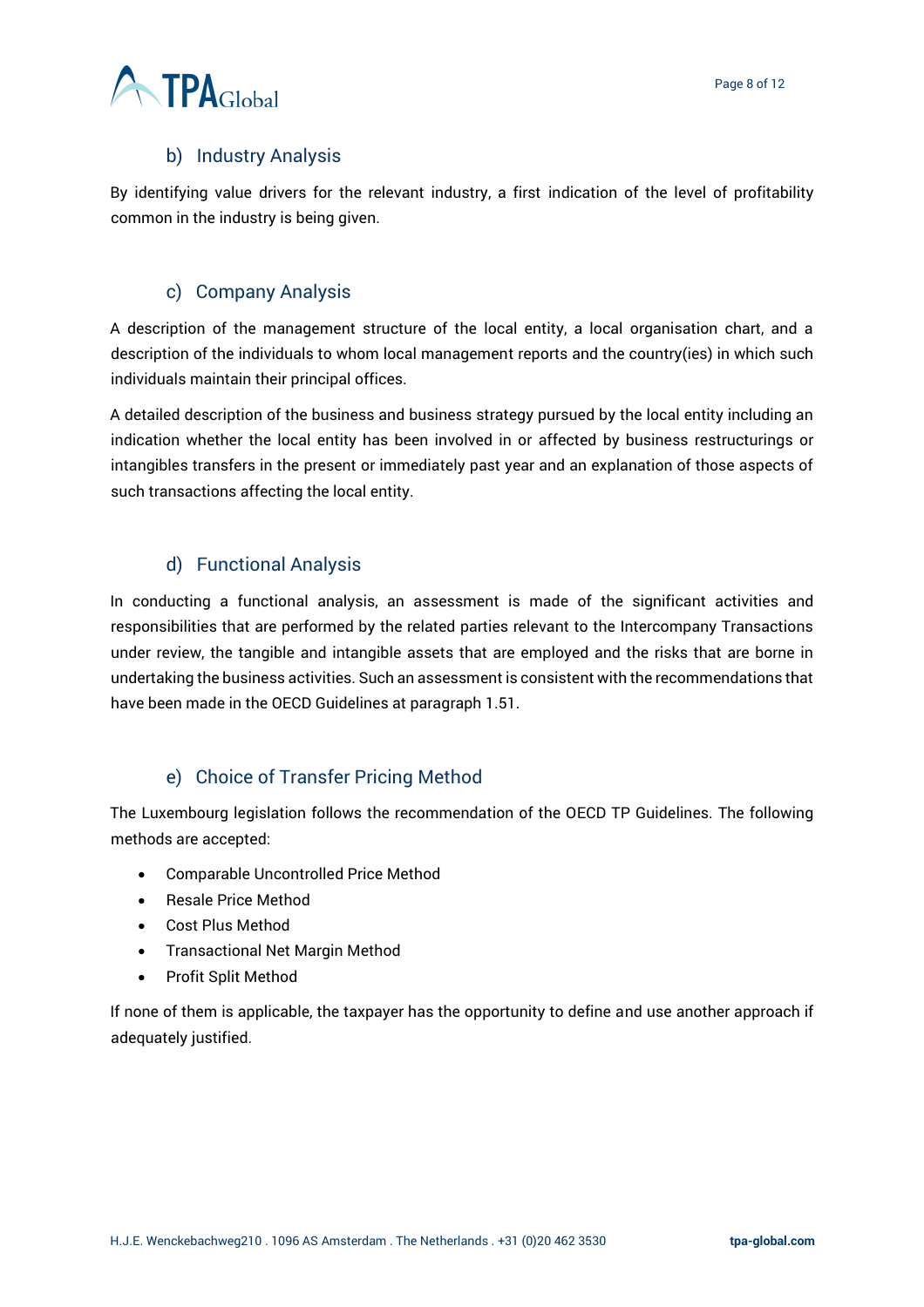### b) Industry Analysis

By identifying value drivers for the relevant industry, a first indication of the level of profitability common in the industry is being given.

### c) Company Analysis

A description of the management structure of the local entity, a local organisation chart, and a description of the individuals to whom local management reports and the country(ies) in which such individuals maintain their principal offices.

A detailed description of the business and business strategy pursued by the local entity including an indication whether the local entity has been involved in or affected by business restructurings or intangibles transfers in the present or immediately past year and an explanation of those aspects of such transactions affecting the local entity.

### d) Functional Analysis

In conducting a functional analysis, an assessment is made of the significant activities and responsibilities that are performed by the related parties relevant to the Intercompany Transactions under review, the tangible and intangible assets that are employed and the risks that are borne in undertaking the business activities. Such an assessment is consistent with the recommendations that have been made in the OECD Guidelines at paragraph 1.51.

### e) Choice of Transfer Pricing Method

The Luxembourg legislation follows the recommendation of the OECD TP Guidelines. The following methods are accepted:

- Comparable Uncontrolled Price Method
- Resale Price Method
- Cost Plus Method
- Transactional Net Margin Method
- Profit Split Method

If none of them is applicable, the taxpayer has the opportunity to define and use another approach if adequately justified.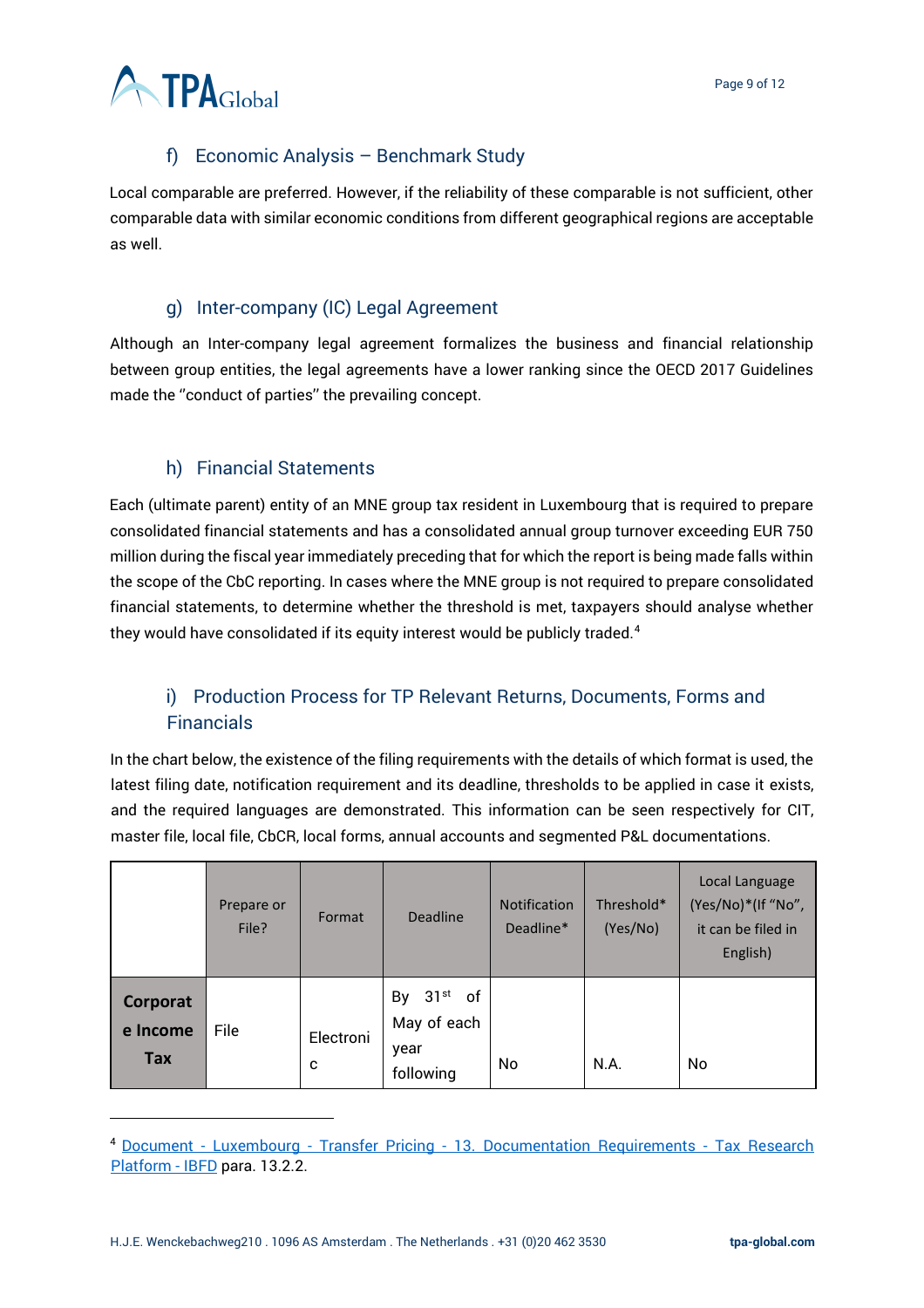### f) Economic Analysis – Benchmark Study

Local comparable are preferred. However, if the reliability of these comparable is not sufficient, other comparable data with similar economic conditions from different geographical regions are acceptable as well.

### g) Inter-company (IC) Legal Agreement

Although an Inter-company legal agreement formalizes the business and financial relationship between group entities, the legal agreements have a lower ranking since the OECD 2017 Guidelines made the ''conduct of parties'' the prevailing concept.

### h) Financial Statements

Each (ultimate parent) entity of an MNE group tax resident in Luxembourg that is required to prepare consolidated financial statements and has a consolidated annual group turnover exceeding EUR 750 million during the fiscal year immediately preceding that for which the report is being made falls within the scope of the CbC reporting. In cases where the MNE group is not required to prepare consolidated financial statements, to determine whether the threshold is met, taxpayers should analyse whether they would have consolidated if its equity interest would be publicly traded.[4]

### i) Production Process for TP Relevant Returns, Documents, Forms and Financials

In the chart below, the existence of the filing requirements with the details of which format is used, the latest filing date, notification requirement and its deadline, thresholds to be applied in case it exists, and the required languages are demonstrated. This information can be seen respectively for CIT, master file, local file, CbCR, local forms, annual accounts and segmented P&L documentations.

| | Prepare or File? | Format | Deadline | Notification Deadline* | Threshold* (Yes/No) | Local Language (Yes/No)*(If "No", it can be filed in English) |
|---|---|---|---|---|---|---|
| **Corporate Income Tax** | File | Electronic | By 31st of May of each year following | No | N.A. | No |

---

[4] Document - Luxembourg - Transfer Pricing - 13. Documentation Requirements - Tax Research Platform - IBFD para. 13.2.2.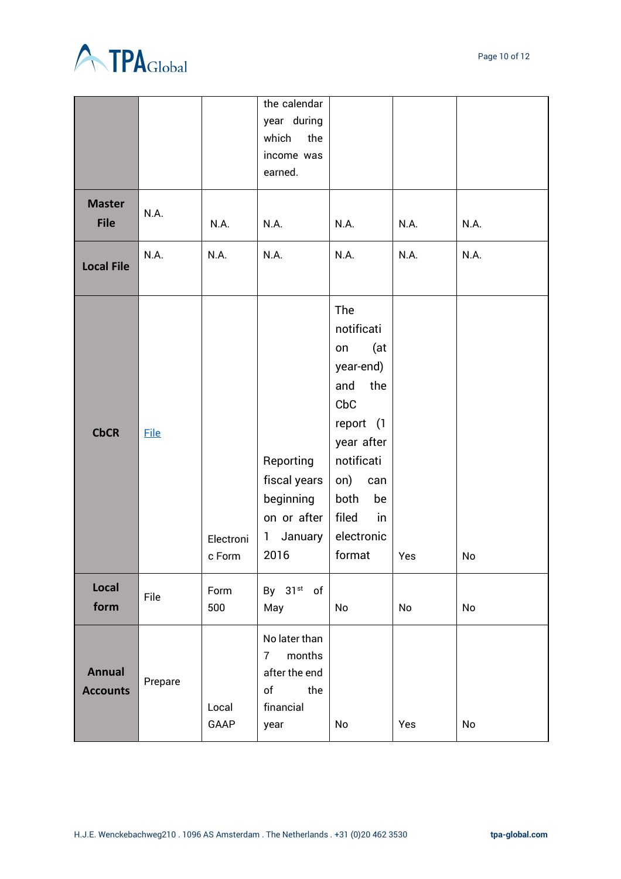|  |  |  |  |  |  |  |
|---|---|---|---|---|---|---|
|  |  |  | the calendar year during which the income was earned. |  |  |  |
| **Master File** | N.A. | N.A. | N.A. | N.A. | N.A. | N.A. |
| **Local File** | N.A. | N.A. | N.A. | N.A. | N.A. | N.A. |
| **CbCR** | File | Electronic Form | Reporting fiscal years beginning on or after 1 January 2016 | The notification (at year-end) and the CbC report (1 year after notification) can both be filed in electronic format | Yes | No |
| **Local form** | File | Form 500 | By 31st of May | No | No | No |
| **Annual Accounts** | Prepare | Local GAAP | No later than 7 months after the end of the financial year | No | Yes | No |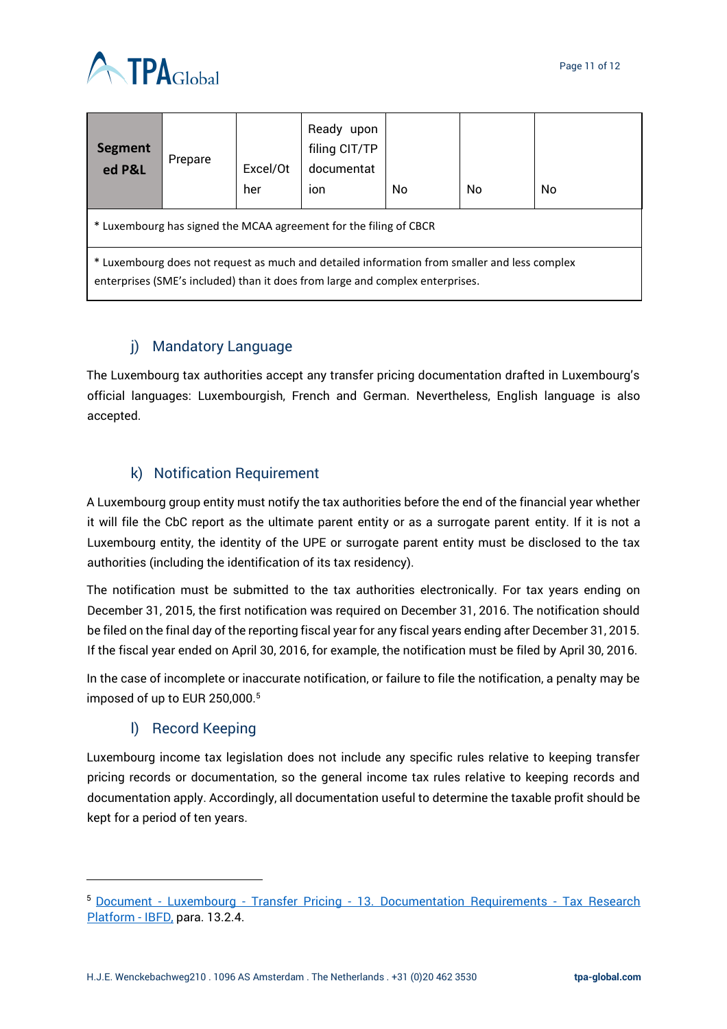| Segmented P&L | Prepare | Excel/Other | Ready upon filing CIT/TP documentation | No | No | No |
|---|---|---|---|---|---|---|
| * Luxembourg has signed the MCAA agreement for the filing of CBCR | | | | | | |
| * Luxembourg does not request as much and detailed information from smaller and less complex enterprises (SME's included) than it does from large and complex enterprises. | | | | | | |

### j) Mandatory Language

The Luxembourg tax authorities accept any transfer pricing documentation drafted in Luxembourg's official languages: Luxembourgish, French and German. Nevertheless, English language is also accepted.

### k) Notification Requirement

A Luxembourg group entity must notify the tax authorities before the end of the financial year whether it will file the CbC report as the ultimate parent entity or as a surrogate parent entity. If it is not a Luxembourg entity, the identity of the UPE or surrogate parent entity must be disclosed to the tax authorities (including the identification of its tax residency).

The notification must be submitted to the tax authorities electronically. For tax years ending on December 31, 2015, the first notification was required on December 31, 2016. The notification should be filed on the final day of the reporting fiscal year for any fiscal years ending after December 31, 2015. If the fiscal year ended on April 30, 2016, for example, the notification must be filed by April 30, 2016.

In the case of incomplete or inaccurate notification, or failure to file the notification, a penalty may be imposed of up to EUR 250,000.[5]

### l) Record Keeping

Luxembourg income tax legislation does not include any specific rules relative to keeping transfer pricing records or documentation, so the general income tax rules relative to keeping records and documentation apply. Accordingly, all documentation useful to determine the taxable profit should be kept for a period of ten years.

---

[5] Document - Luxembourg - Transfer Pricing - 13. Documentation Requirements - Tax Research Platform - IBFD, para. 13.2.4.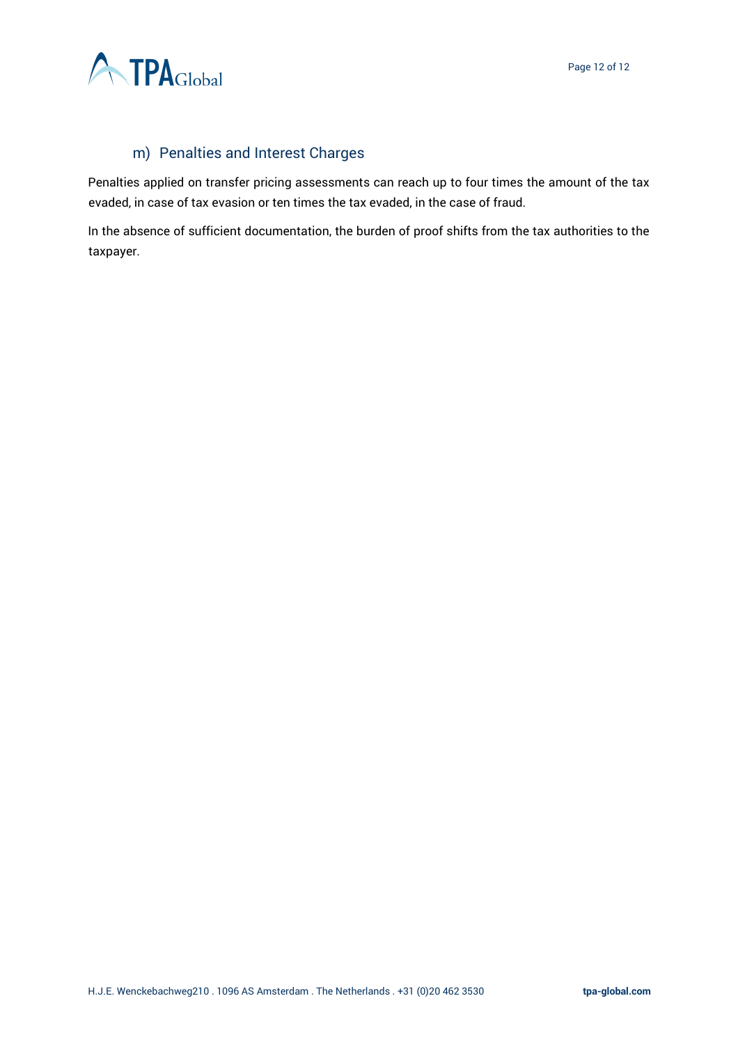## m) Penalties and Interest Charges

Penalties applied on transfer pricing assessments can reach up to four times the amount of the tax evaded, in case of tax evasion or ten times the tax evaded, in the case of fraud.

In the absence of sufficient documentation, the burden of proof shifts from the tax authorities to the taxpayer.